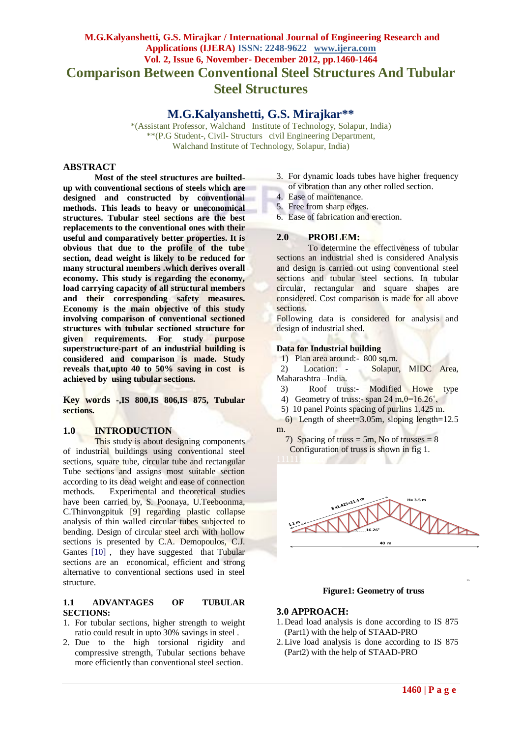# Comparison Between Conventional Steel Structures And Tubular Steel Structures

## M.G.Kalyanshetti, G.S. Mirajkar**

*(Assistant Professor, Walchand Institute of Technology, Solapur, India)
**(P.G Student-, Civil- Structurs civil Engineering Department, Walchand Institute of Technology, Solapur, India)

## ABSTRACT

**Most of the steel structures are builted-up with conventional sections of steels which are designed and constructed by conventional methods. This leads to heavy or uneconomical structures. Tubular steel sections are the best replacements to the conventional ones with their useful and comparatively better properties. It is obvious that due to the profile of the tube section, dead weight is likely to be reduced for many structural members .which derives overall economy. This study is regarding the economy, load carrying capacity of all structural members and their corresponding safety measures. Economy is the main objective of this study involving comparison of conventional sectioned structures with tubular sectioned structure for given requirements. For study purpose superstructure-part of an industrial building is considered and comparison is made. Study reveals that,upto 40 to 50% saving in cost is achieved by using tubular sections.**

**Key words -,IS 800,IS 806,IS 875, Tubular sections.**

## 1.0 INTRODUCTION

This study is about designing components of industrial buildings using conventional steel sections, square tube, circular tube and rectangular Tube sections and assigns most suitable section according to its dead weight and ease of connection methods. Experimental and theoretical studies have been carried by, S. Poonaya, U.Teeboonma, C.Thinvongpituk [9] regarding plastic collapse analysis of thin walled circular tubes subjected to bending. Design of circular steel arch with hollow sections is presented by C.A. Demopoulos, C.J. Gantes [10] , they have suggested that Tubular sections are an economical, efficient and strong alternative to conventional sections used in steel structure.

### 1.1 ADVANTAGES OF TUBULAR SECTIONS:

1. For tubular sections, higher strength to weight ratio could result in upto 30% savings in steel .
2. Due to the high torsional rigidity and compressive strength, Tubular sections behave more efficiently than conventional steel section.
3. For dynamic loads tubes have higher frequency of vibration than any other rolled section.
4. Ease of maintenance.
5. Free from sharp edges.
6. Ease of fabrication and erection.

## 2.0 PROBLEM:

To determine the effectiveness of tubular sections an industrial shed is considered Analysis and design is carried out using conventional steel sections and tubular steel sections. In tubular circular, rectangular and square shapes are considered. Cost comparison is made for all above sections.

Following data is considered for analysis and design of industrial shed.

### Data for Industrial building

1) Plan area around:- 800 sq.m.
2) Location: - Solapur, MIDC Area, Maharashtra –India.
3) Roof truss:- Modified Howe type
4) Geometry of truss:- span 24 m, $\theta$=16.26˚,
5) 10 panel Points spacing of purlins 1.425 m.
6) Length of sheet=3.05m, sloping length=12.5 m.
7) Spacing of truss = 5m, No of trusses = 8

Configuration of truss is shown in fig 1.

**Figure1: Geometry of truss**

## 3.0 APPROACH:

1. Dead load analysis is done according to IS 875 (Part1) with the help of STAAD-PRO
2. Live load analysis is done according to IS 875 (Part2) with the help of STAAD-PRO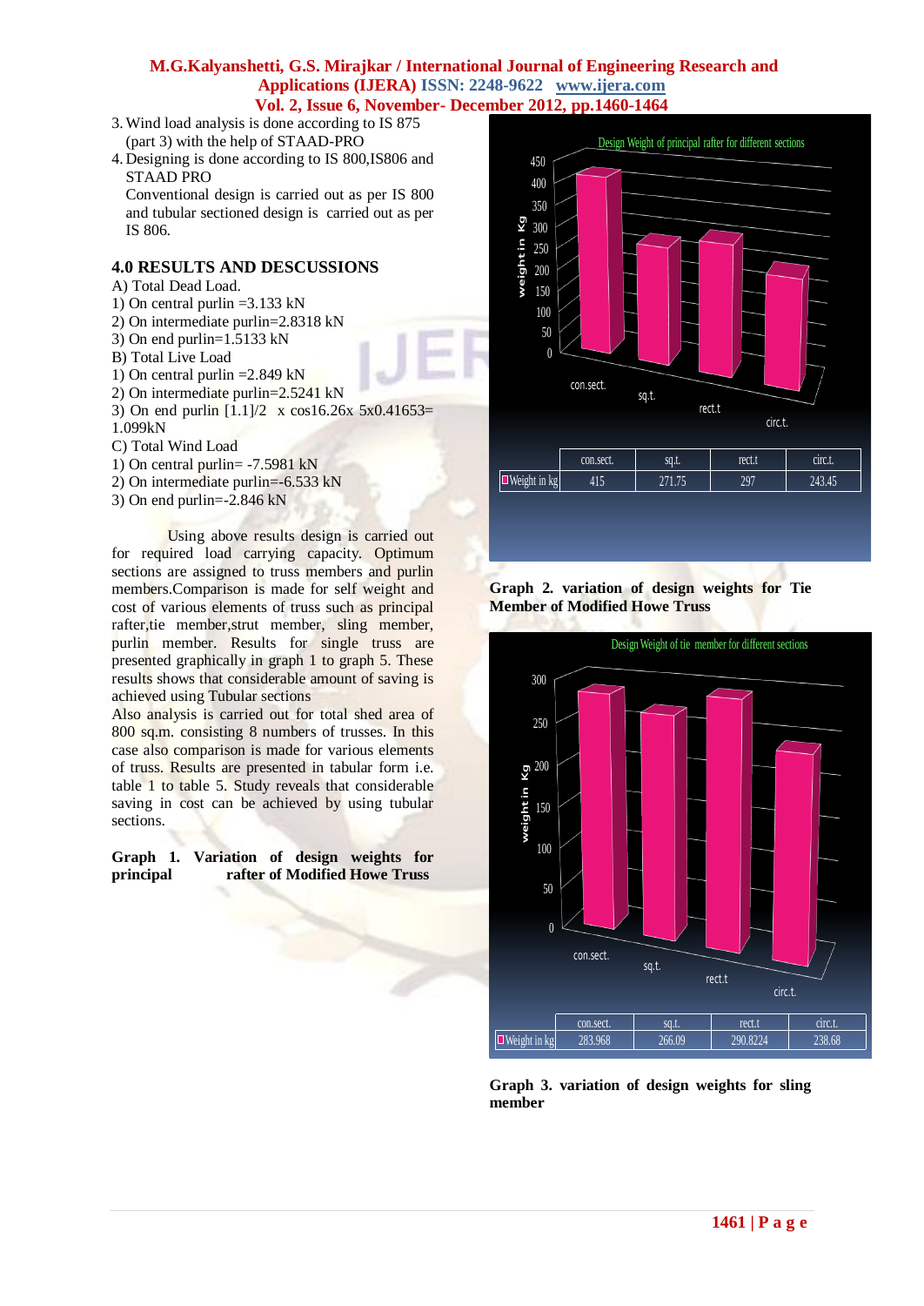3. Wind load analysis is done according to IS 875 (part 3) with the help of STAAD-PRO
4. Designing is done according to IS 800,IS806 and STAAD PRO
   Conventional design is carried out as per IS 800 and tubular sectioned design is carried out as per IS 806.

## 4.0 RESULTS AND DESCUSSIONS

A) Total Dead Load.

1) On central purlin =3.133 kN
2) On intermediate purlin=2.8318 kN
3) On end purlin=1.5133 kN

B) Total Live Load

1) On central purlin =2.849 kN
2) On intermediate purlin=2.5241 kN
3) On end purlin [1.1]/2 x cos16.26x 5x0.41653= 1.099kN

C) Total Wind Load

1) On central purlin= -7.5981 kN
2) On intermediate purlin=-6.533 kN
3) On end purlin=-2.846 kN

Using above results design is carried out for required load carrying capacity. Optimum sections are assigned to truss members and purlin members.Comparison is made for self weight and cost of various elements of truss such as principal rafter,tie member,strut member, sling member, purlin member. Results for single truss are presented graphically in graph 1 to graph 5. These results shows that considerable amount of saving is achieved using Tubular sections

Also analysis is carried out for total shed area of 800 sq.m. consisting 8 numbers of trusses. In this case also comparison is made for various elements of truss. Results are presented in tabular form i.e. table 1 to table 5. Study reveals that considerable saving in cost can be achieved by using tubular sections.

**Graph 1. Variation of design weights for principal rafter of Modified Howe Truss**

Design Weight of principal rafter for different sections

| | con.sect. | sq.t. | rect.t | circ.t. |
|---|---|---|---|---|
| Weight in kg | 415 | 271.75 | 297 | 243.45 |

**Graph 2. variation of design weights for Tie Member of Modified Howe Truss**

Design Weight of tie member for different sections

| | con.sect. | sq.t. | rect.t | circ.t. |
|---|---|---|---|---|
| Weight in kg | 283.968 | 266.09 | 290.8224 | 238.68 |

**Graph 3. variation of design weights for sling member**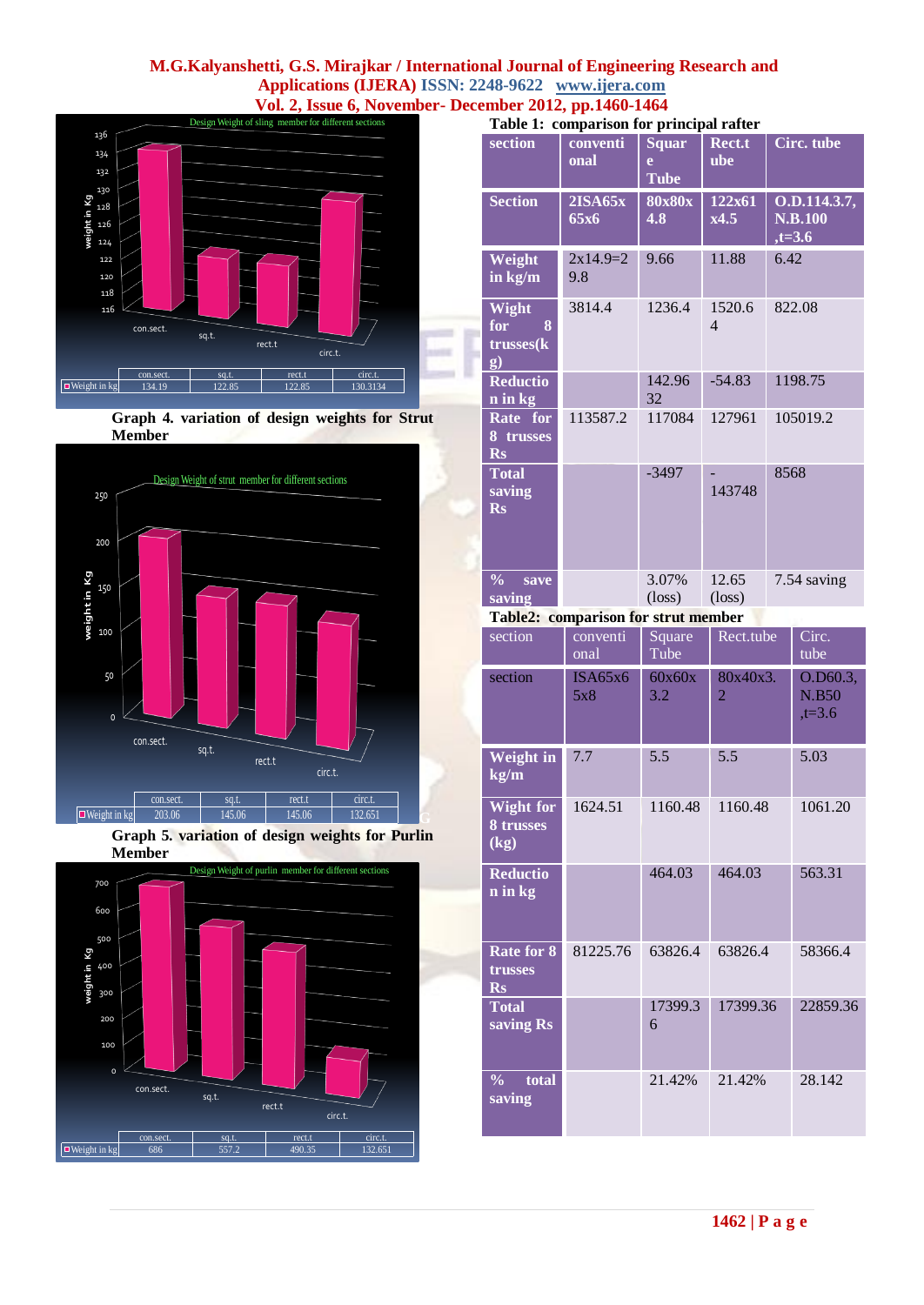Design Weight of sling member for different sections

| | con.sect. | sq.t. | rect.t | circ.t. |
|---|---|---|---|---|
| Weight in kg | 134.19 | 122.85 | 122.85 | 130.3134 |

**Graph 4. variation of design weights for Strut Member**

Design Weight of strut member for different sections

| | con.sect. | sq.t. | rect.t | circ.t. |
|---|---|---|---|---|
| Weight in kg | 203.06 | 145.06 | 145.06 | 132.651 |

**Graph 5. variation of design weights for Purlin Member**

Design Weight of purlin member for different sections

| | con.sect. | sq.t. | rect.t | circ.t. |
|---|---|---|---|---|
| Weight in kg | 686 | 557.2 | 490.35 | 132.651 |

**Table 1: comparison for principal rafter**

| section | conventional | Square Tube | Rect.tube | Circ. tube |
|---|---|---|---|---|
| Section | 2ISA65x65x6 | 80x80x4.8 | 122x61x4.5 | O.D.114.3.7, N.B.100 ,t=3.6 |
| Weight in kg/m | 2x14.9=29.8 | 9.66 | 11.88 | 6.42 |
| Wight for 8 trusses(kg) | 3814.4 | 1236.4 | 1520.64 | 822.08 |
| Reduction in kg | | 142.9632 | -54.83 | 1198.75 |
| Rate for 8 trusses Rs | 113587.2 | 117084 | 127961 | 105019.2 |
| Total saving Rs | | -3497 | -143748 | 8568 |
| % save saving | | 3.07% (loss) | 12.65 (loss) | 7.54 saving |

**Table2: comparison for strut member**

| section | conventional | Square Tube | Rect.tube | Circ. tube |
|---|---|---|---|---|
| section | ISA65x65x8 | 60x60x3.2 | 80x40x3.2 | O.D60.3, N.B50 ,t=3.6 |
| Weight in kg/m | 7.7 | 5.5 | 5.5 | 5.03 |
| Wight for 8 trusses (kg) | 1624.51 | 1160.48 | 1160.48 | 1061.20 |
| Reduction in kg | | 464.03 | 464.03 | 563.31 |
| Rate for 8 trusses Rs | 81225.76 | 63826.4 | 63826.4 | 58366.4 |
| Total saving Rs | | 17399.36 | 17399.36 | 22859.36 |
| % total saving | | 21.42% | 21.42% | 28.142 |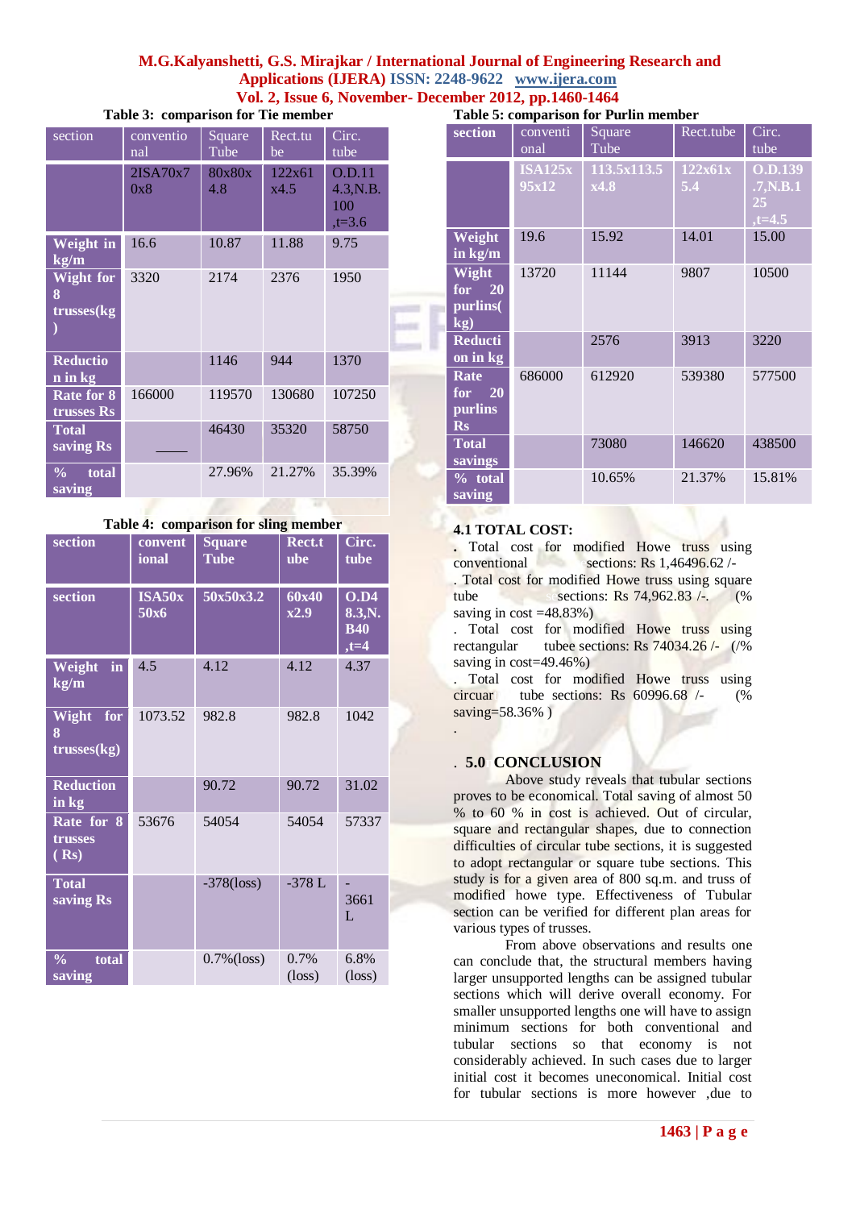Table 3: comparison for Tie member

| section | conventional | Square Tube | Rect.tube | Circ. tube |
|---|---|---|---|---|
| | 2ISA70x70x8 | 80x80x 4.8 | 122x61 x4.5 | O.D.114.3,N.B. 100 ,t=3.6 |
| Weight in kg/m | 16.6 | 10.87 | 11.88 | 9.75 |
| Wight for 8 trusses(kg) | 3320 | 2174 | 2376 | 1950 |
| Reduction in kg | | 1146 | 944 | 1370 |
| Rate for 8 trusses Rs | 166000 | 119570 | 130680 | 107250 |
| Total saving Rs | ____ | 46430 | 35320 | 58750 |
| % total saving | | 27.96% | 21.27% | 35.39% |

Table 4: comparison for sling member

| section | conventional | Square Tube | Rect.tube | Circ. tube |
|---|---|---|---|---|
| section | ISA50x 50x6 | 50x50x3.2 | 60x40 x2.9 | O.D48.3,N.B40 ,t=4 |
| Weight in kg/m | 4.5 | 4.12 | 4.12 | 4.37 |
| Wight for 8 trusses(kg) | 1073.52 | 982.8 | 982.8 | 1042 |
| Reduction in kg | | 90.72 | 90.72 | 31.02 |
| Rate for 8 trusses ( Rs) | 53676 | 54054 | 54054 | 57337 |
| Total saving Rs | | -378(loss) | -378 L | -3661 L |
| % total saving | | 0.7%(loss) | 0.7% (loss) | 6.8% (loss) |

Table 5: comparison for Purlin member

| section | conventional | Square Tube | Rect.tube | Circ. tube |
|---|---|---|---|---|
| | ISA125x 95x12 | 113.5x113.5 x4.8 | 122x61x 5.4 | O.D.139 .7,N.B.125 ,t=4.5 |
| Weight in kg/m | 19.6 | 15.92 | 14.01 | 15.00 |
| Wight for 20 purlins( kg) | 13720 | 11144 | 9807 | 10500 |
| Reduction in kg | | 2576 | 3913 | 3220 |
| Rate for 20 purlins Rs | 686000 | 612920 | 539380 | 577500 |
| Total savings | | 73080 | 146620 | 438500 |
| % total saving | | 10.65% | 21.37% | 15.81% |

### 4.1 TOTAL COST:

. Total cost for modified Howe truss using conventional sections: Rs 1,46496.62 /-

. Total cost for modified Howe truss using square tube sections: Rs 74,962.83 /-. (% saving in cost =48.83%)

. Total cost for modified Howe truss using rectangular tubee sections: Rs 74034.26 /- (/% saving in cost=49.46%)

. Total cost for modified Howe truss using circuar tube sections: Rs 60996.68 /- (% saving=58.36% )

## 5.0 CONCLUSION

Above study reveals that tubular sections proves to be economical. Total saving of almost 50 % to 60 % in cost is achieved. Out of circular, square and rectangular shapes, due to connection difficulties of circular tube sections, it is suggested to adopt rectangular or square tube sections. This study is for a given area of 800 sq.m. and truss of modified howe type. Effectiveness of Tubular section can be verified for different plan areas for various types of trusses.

From above observations and results one can conclude that, the structural members having larger unsupported lengths can be assigned tubular sections which will derive overall economy. For smaller unsupported lengths one will have to assign minimum sections for both conventional and tubular sections so that economy is not considerably achieved. In such cases due to larger initial cost it becomes uneconomical. Initial cost for tubular sections is more however ,due to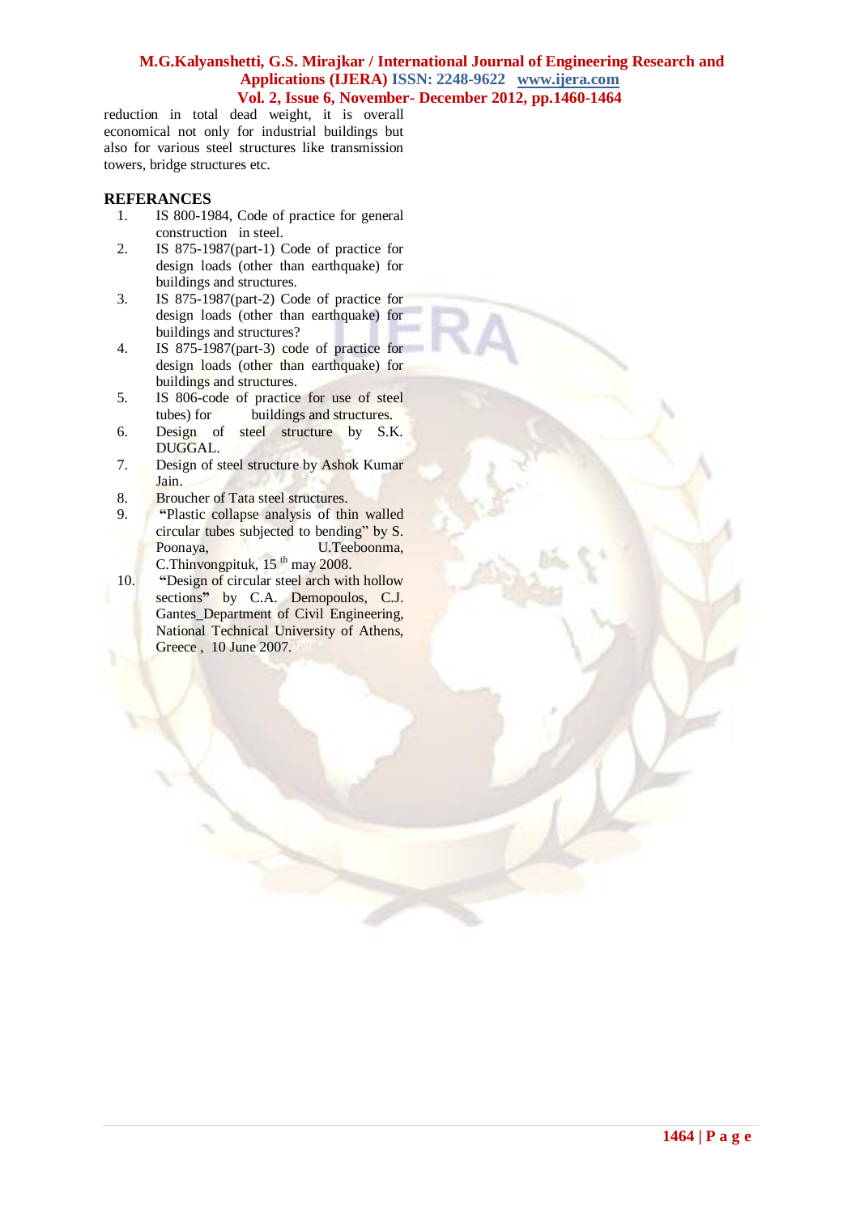reduction in total dead weight, it is overall economical not only for industrial buildings but also for various steel structures like transmission towers, bridge structures etc.

## REFERANCES

1. IS 800-1984, Code of practice for general construction in steel.
2. IS 875-1987(part-1) Code of practice for design loads (other than earthquake) for buildings and structures.
3. IS 875-1987(part-2) Code of practice for design loads (other than earthquake) for buildings and structures?
4. IS 875-1987(part-3) code of practice for design loads (other than earthquake) for buildings and structures.
5. IS 806-code of practice for use of steel tubes) for buildings and structures.
6. Design of steel structure by S.K. DUGGAL.
7. Design of steel structure by Ashok Kumar Jain.
8. Broucher of Tata steel structures.
9. "Plastic collapse analysis of thin walled circular tubes subjected to bending" by S. Poonaya, U.Teeboonma, C.Thinvongpituk, 15 th may 2008.
10. "Design of circular steel arch with hollow sections" by C.A. Demopoulos, C.J. Gantes_Department of Civil Engineering, National Technical University of Athens, Greece , 10 June 2007.